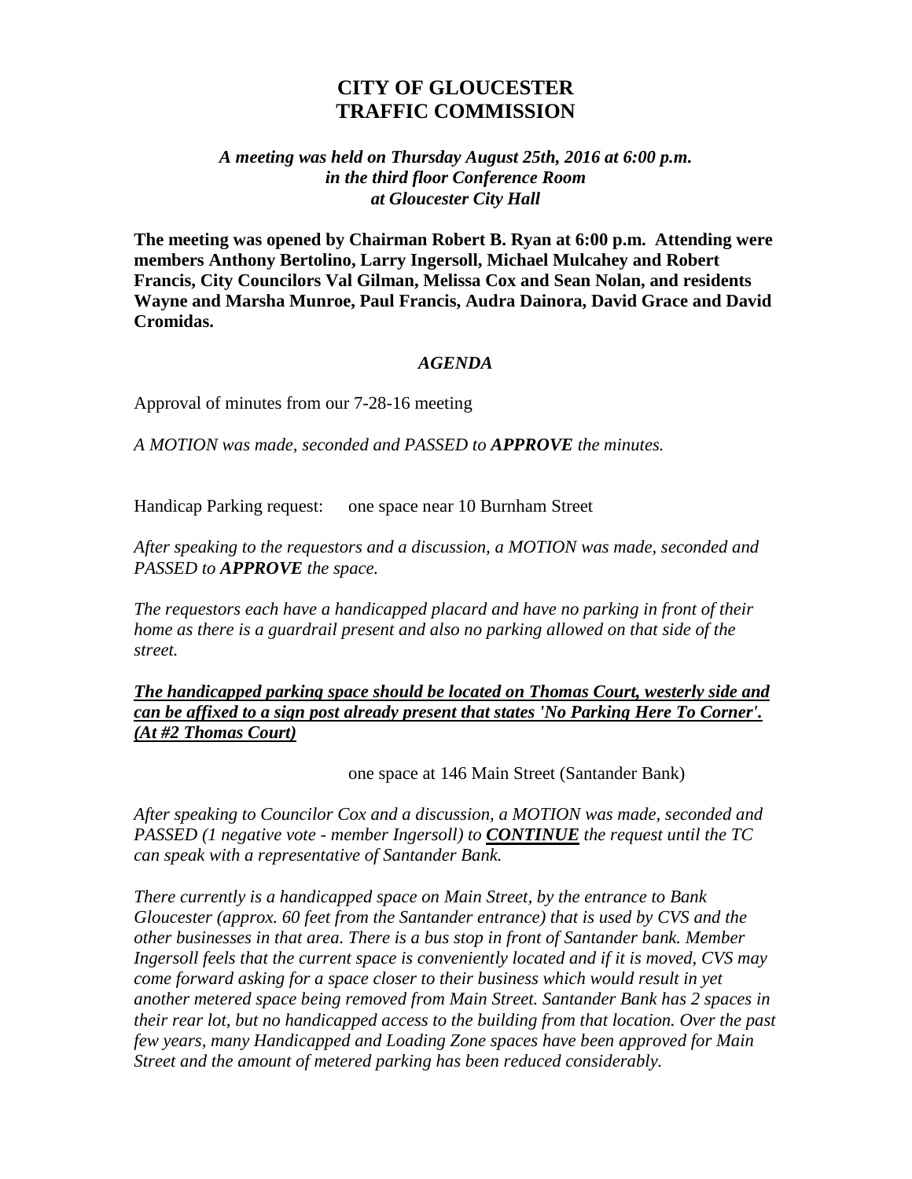# CITY OF GLOUCESTER
# TRAFFIC COMMISSION

***A meeting was held on Thursday August 25th, 2016 at 6:00 p.m.***
***in the third floor Conference Room***
***at Gloucester City Hall***

**The meeting was opened by Chairman Robert B. Ryan at 6:00 p.m. Attending were members Anthony Bertolino, Larry Ingersoll, Michael Mulcahey and Robert Francis, City Councilors Val Gilman, Melissa Cox and Sean Nolan, and residents Wayne and Marsha Munroe, Paul Francis, Audra Dainora, David Grace and David Cromidas.**

***AGENDA***

Approval of minutes from our 7-28-16 meeting

*A MOTION was made, seconded and PASSED to **APPROVE** the minutes.*

Handicap Parking request: one space near 10 Burnham Street

*After speaking to the requestors and a discussion, a MOTION was made, seconded and PASSED to **APPROVE** the space.*

*The requestors each have a handicapped placard and have no parking in front of their home as there is a guardrail present and also no parking allowed on that side of the street.*

***<u>The handicapped parking space should be located on Thomas Court, westerly side and can be affixed to a sign post already present that states 'No Parking Here To Corner'. (At #2 Thomas Court)</u>***

one space at 146 Main Street (Santander Bank)

*After speaking to Councilor Cox and a discussion, a MOTION was made, seconded and PASSED (1 negative vote - member Ingersoll) to **<u>CONTINUE</u>** the request until the TC can speak with a representative of Santander Bank.*

*There currently is a handicapped space on Main Street, by the entrance to Bank Gloucester (approx. 60 feet from the Santander entrance) that is used by CVS and the other businesses in that area. There is a bus stop in front of Santander bank. Member Ingersoll feels that the current space is conveniently located and if it is moved, CVS may come forward asking for a space closer to their business which would result in yet another metered space being removed from Main Street. Santander Bank has 2 spaces in their rear lot, but no handicapped access to the building from that location. Over the past few years, many Handicapped and Loading Zone spaces have been approved for Main Street and the amount of metered parking has been reduced considerably.*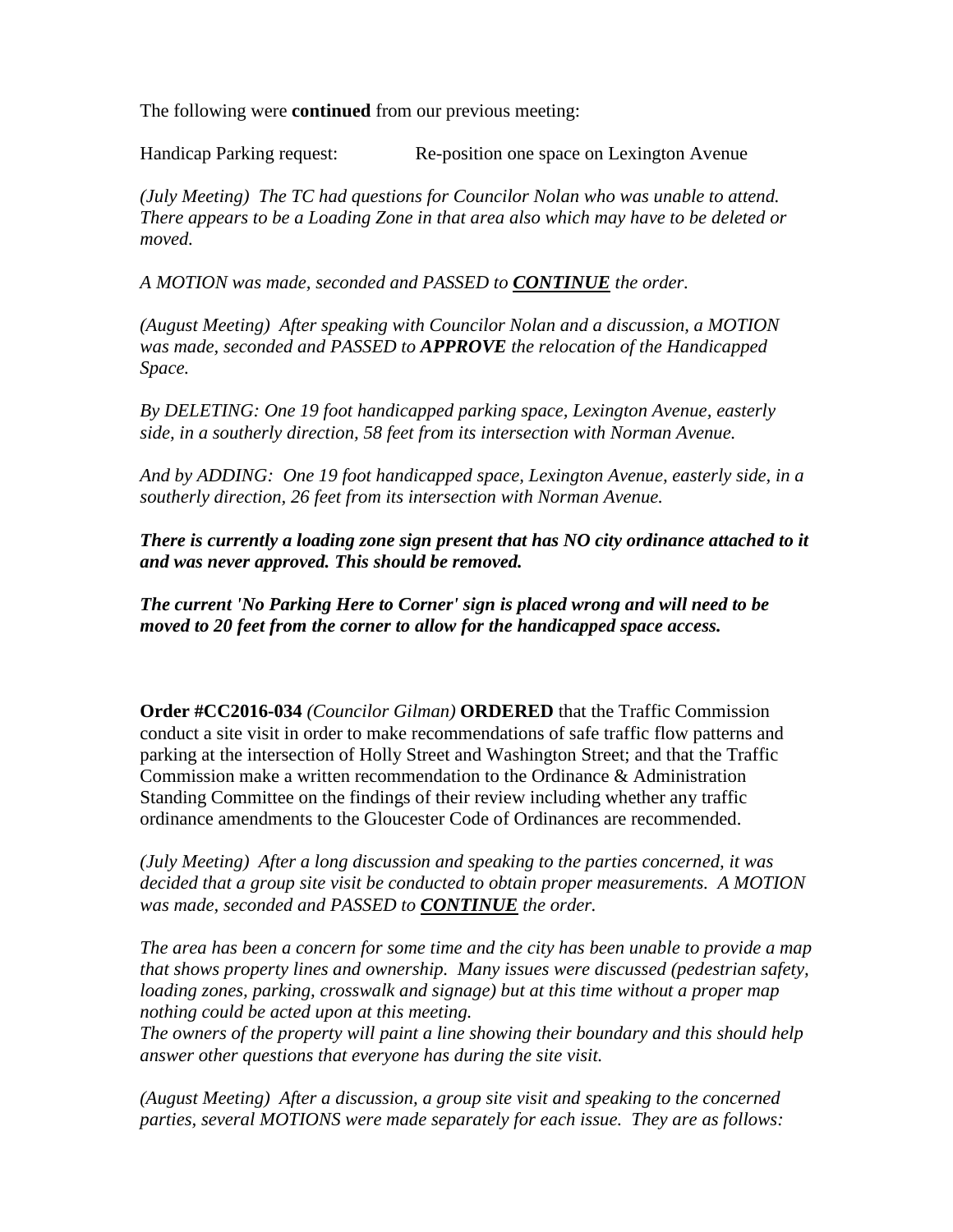The following were **continued** from our previous meeting:

Handicap Parking request: Re-position one space on Lexington Avenue

*(July Meeting) The TC had questions for Councilor Nolan who was unable to attend. There appears to be a Loading Zone in that area also which may have to be deleted or moved.*

*A MOTION was made, seconded and PASSED to* ***<u>CONTINUE</u>*** *the order.*

*(August Meeting) After speaking with Councilor Nolan and a discussion, a MOTION was made, seconded and PASSED to* ***APPROVE*** *the relocation of the Handicapped Space.*

*By DELETING: One 19 foot handicapped parking space, Lexington Avenue, easterly side, in a southerly direction, 58 feet from its intersection with Norman Avenue.*

*And by ADDING: One 19 foot handicapped space, Lexington Avenue, easterly side, in a southerly direction, 26 feet from its intersection with Norman Avenue.*

***There is currently a loading zone sign present that has NO city ordinance attached to it and was never approved. This should be removed.***

***The current 'No Parking Here to Corner' sign is placed wrong and will need to be moved to 20 feet from the corner to allow for the handicapped space access.***

**Order #CC2016-034** *(Councilor Gilman)* **ORDERED** that the Traffic Commission conduct a site visit in order to make recommendations of safe traffic flow patterns and parking at the intersection of Holly Street and Washington Street; and that the Traffic Commission make a written recommendation to the Ordinance & Administration Standing Committee on the findings of their review including whether any traffic ordinance amendments to the Gloucester Code of Ordinances are recommended.

*(July Meeting) After a long discussion and speaking to the parties concerned, it was decided that a group site visit be conducted to obtain proper measurements. A MOTION was made, seconded and PASSED to* ***<u>CONTINUE</u>*** *the order.*

*The area has been a concern for some time and the city has been unable to provide a map that shows property lines and ownership. Many issues were discussed (pedestrian safety, loading zones, parking, crosswalk and signage) but at this time without a proper map nothing could be acted upon at this meeting.*
*The owners of the property will paint a line showing their boundary and this should help answer other questions that everyone has during the site visit.*

*(August Meeting) After a discussion, a group site visit and speaking to the concerned parties, several MOTIONS were made separately for each issue. They are as follows:*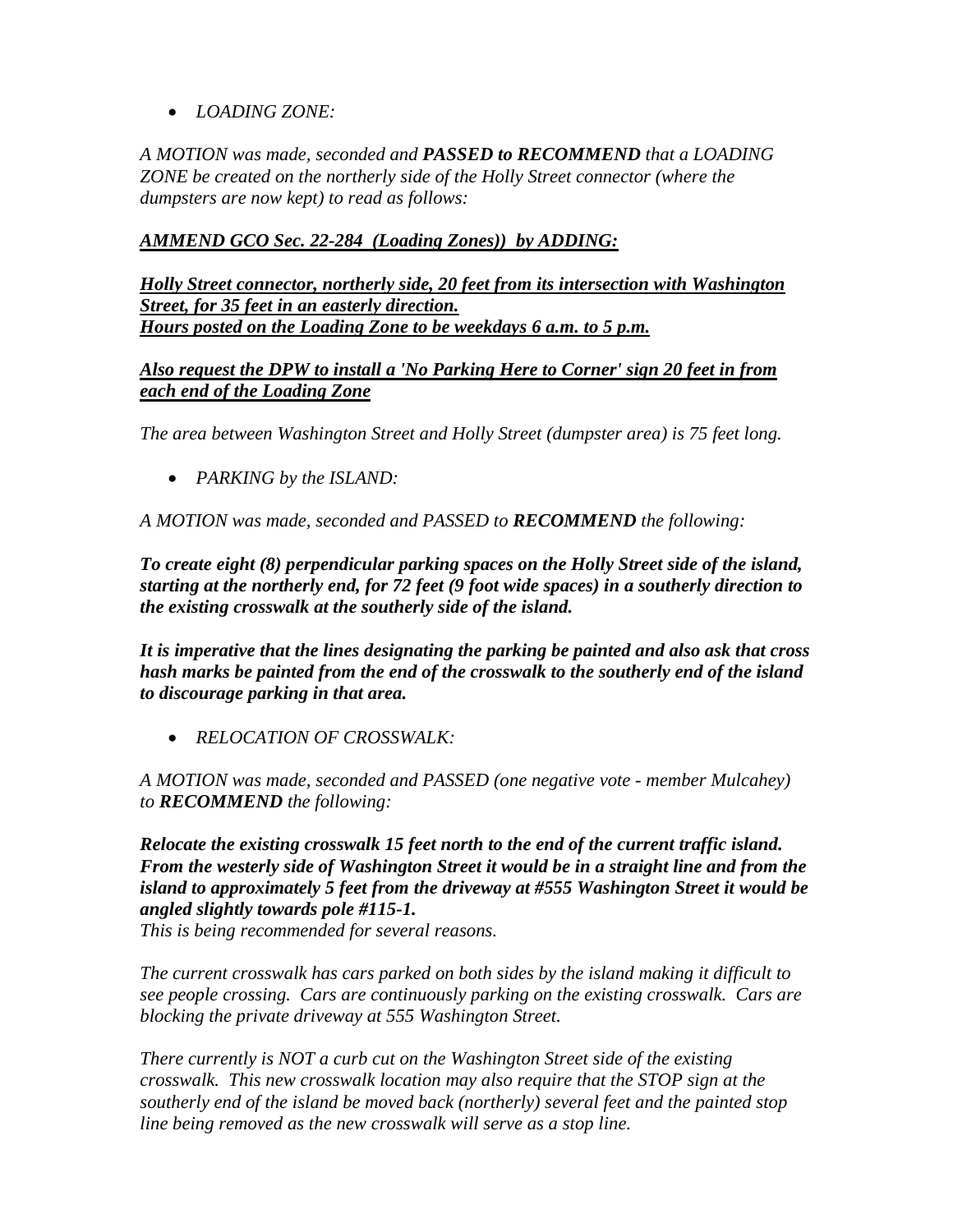- *LOADING ZONE:*

*A MOTION was made, seconded and **PASSED to RECOMMEND** that a LOADING ZONE be created on the northerly side of the Holly Street connector (where the dumpsters are now kept) to read as follows:*

***AMMEND GCO Sec. 22-284 (Loading Zones)) by ADDING:***

***Holly Street connector, northerly side, 20 feet from its intersection with Washington Street, for 35 feet in an easterly direction.***
***Hours posted on the Loading Zone to be weekdays 6 a.m. to 5 p.m.***

***Also request the DPW to install a 'No Parking Here to Corner' sign 20 feet in from each end of the Loading Zone***

*The area between Washington Street and Holly Street (dumpster area) is 75 feet long.*

- *PARKING by the ISLAND:*

*A MOTION was made, seconded and PASSED to **RECOMMEND** the following:*

***To create eight (8) perpendicular parking spaces on the Holly Street side of the island, starting at the northerly end, for 72 feet (9 foot wide spaces) in a southerly direction to the existing crosswalk at the southerly side of the island.***

***It is imperative that the lines designating the parking be painted and also ask that cross hash marks be painted from the end of the crosswalk to the southerly end of the island to discourage parking in that area.***

- *RELOCATION OF CROSSWALK:*

*A MOTION was made, seconded and PASSED (one negative vote - member Mulcahey) to **RECOMMEND** the following:*

***Relocate the existing crosswalk 15 feet north to the end of the current traffic island. From the westerly side of Washington Street it would be in a straight line and from the island to approximately 5 feet from the driveway at #555 Washington Street it would be angled slightly towards pole #115-1.***
*This is being recommended for several reasons.*

*The current crosswalk has cars parked on both sides by the island making it difficult to see people crossing. Cars are continuously parking on the existing crosswalk. Cars are blocking the private driveway at 555 Washington Street.*

*There currently is NOT a curb cut on the Washington Street side of the existing crosswalk. This new crosswalk location may also require that the STOP sign at the southerly end of the island be moved back (northerly) several feet and the painted stop line being removed as the new crosswalk will serve as a stop line.*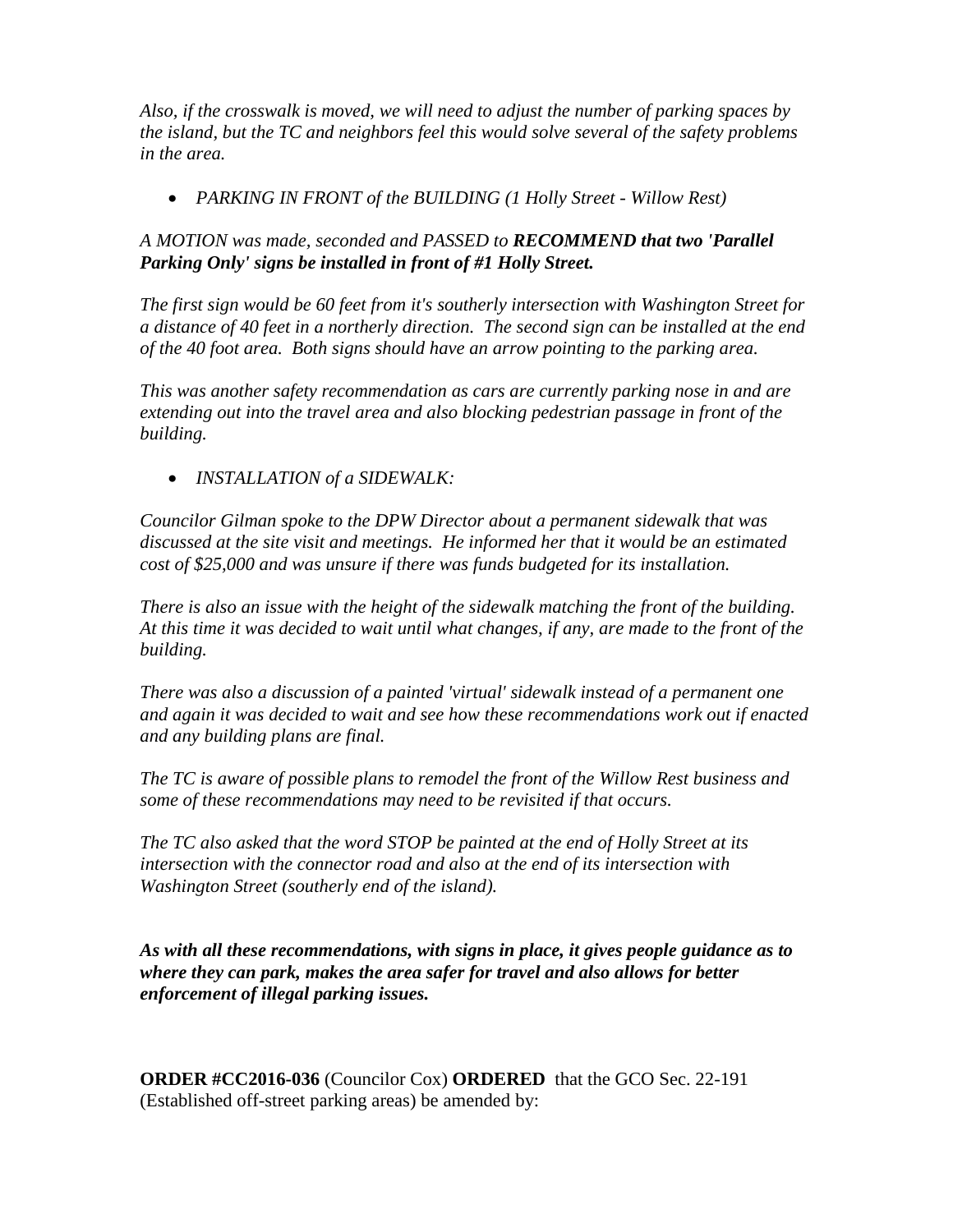*Also, if the crosswalk is moved, we will need to adjust the number of parking spaces by the island, but the TC and neighbors feel this would solve several of the safety problems in the area.*

- *PARKING IN FRONT of the BUILDING (1 Holly Street - Willow Rest)*

*A MOTION was made, seconded and PASSED to* ***RECOMMEND that two 'Parallel Parking Only' signs be installed in front of #1 Holly Street.***

*The first sign would be 60 feet from it's southerly intersection with Washington Street for a distance of 40 feet in a northerly direction. The second sign can be installed at the end of the 40 foot area. Both signs should have an arrow pointing to the parking area.*

*This was another safety recommendation as cars are currently parking nose in and are extending out into the travel area and also blocking pedestrian passage in front of the building.*

- *INSTALLATION of a SIDEWALK:*

*Councilor Gilman spoke to the DPW Director about a permanent sidewalk that was discussed at the site visit and meetings. He informed her that it would be an estimated cost of $25,000 and was unsure if there was funds budgeted for its installation.*

*There is also an issue with the height of the sidewalk matching the front of the building. At this time it was decided to wait until what changes, if any, are made to the front of the building.*

*There was also a discussion of a painted 'virtual' sidewalk instead of a permanent one and again it was decided to wait and see how these recommendations work out if enacted and any building plans are final.*

*The TC is aware of possible plans to remodel the front of the Willow Rest business and some of these recommendations may need to be revisited if that occurs.*

*The TC also asked that the word STOP be painted at the end of Holly Street at its intersection with the connector road and also at the end of its intersection with Washington Street (southerly end of the island).*

***As with all these recommendations, with signs in place, it gives people guidance as to where they can park, makes the area safer for travel and also allows for better enforcement of illegal parking issues.***

**ORDER #CC2016-036** (Councilor Cox) **ORDERED** that the GCO Sec. 22-191 (Established off-street parking areas) be amended by: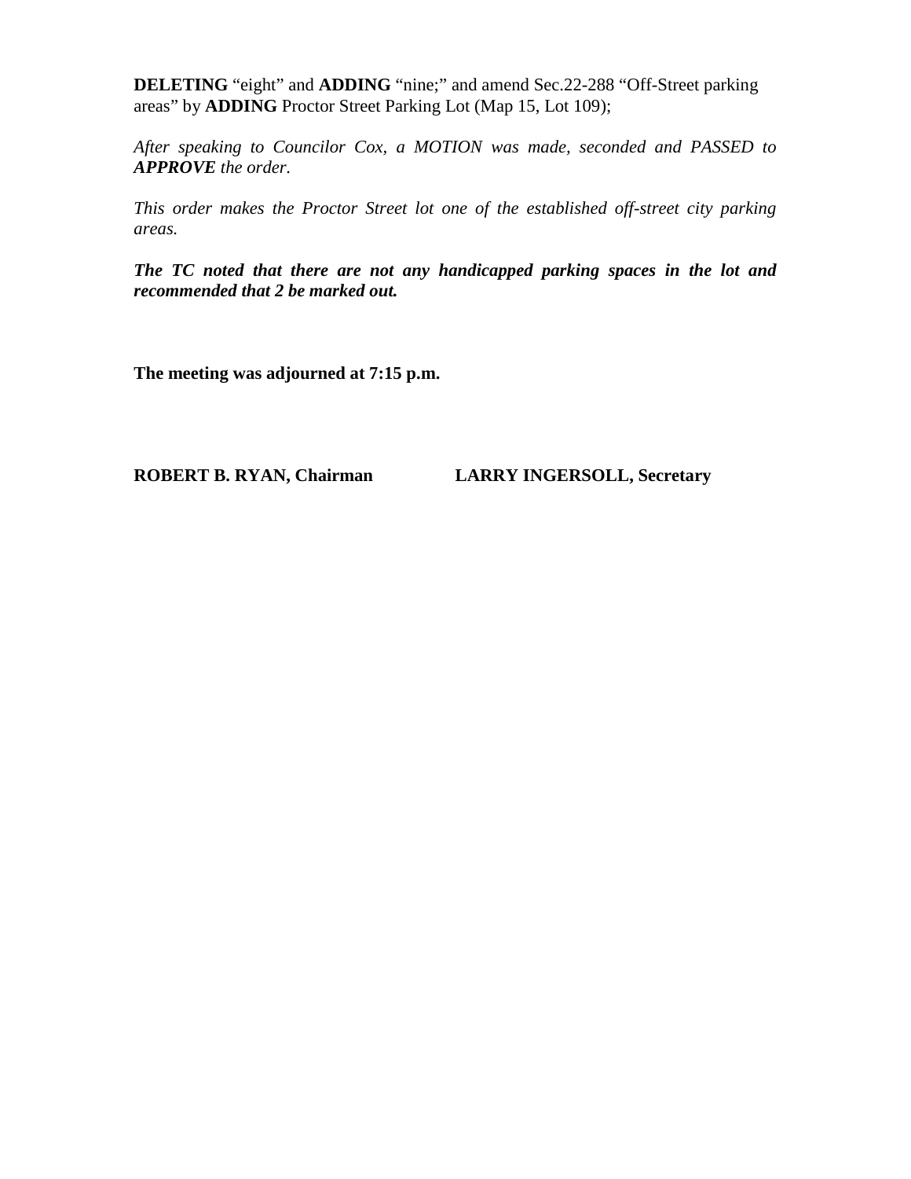**DELETING** “eight” and **ADDING** “nine;” and amend Sec.22-288 “Off-Street parking areas” by **ADDING** Proctor Street Parking Lot (Map 15, Lot 109);

*After speaking to Councilor Cox, a MOTION was made, seconded and PASSED to* ***APPROVE*** *the order.*

*This order makes the Proctor Street lot one of the established off-street city parking areas.*

***The TC noted that there are not any handicapped parking spaces in the lot and recommended that 2 be marked out.***

**The meeting was adjourned at 7:15 p.m.**

**ROBERT B. RYAN, Chairman** **LARRY INGERSOLL, Secretary**